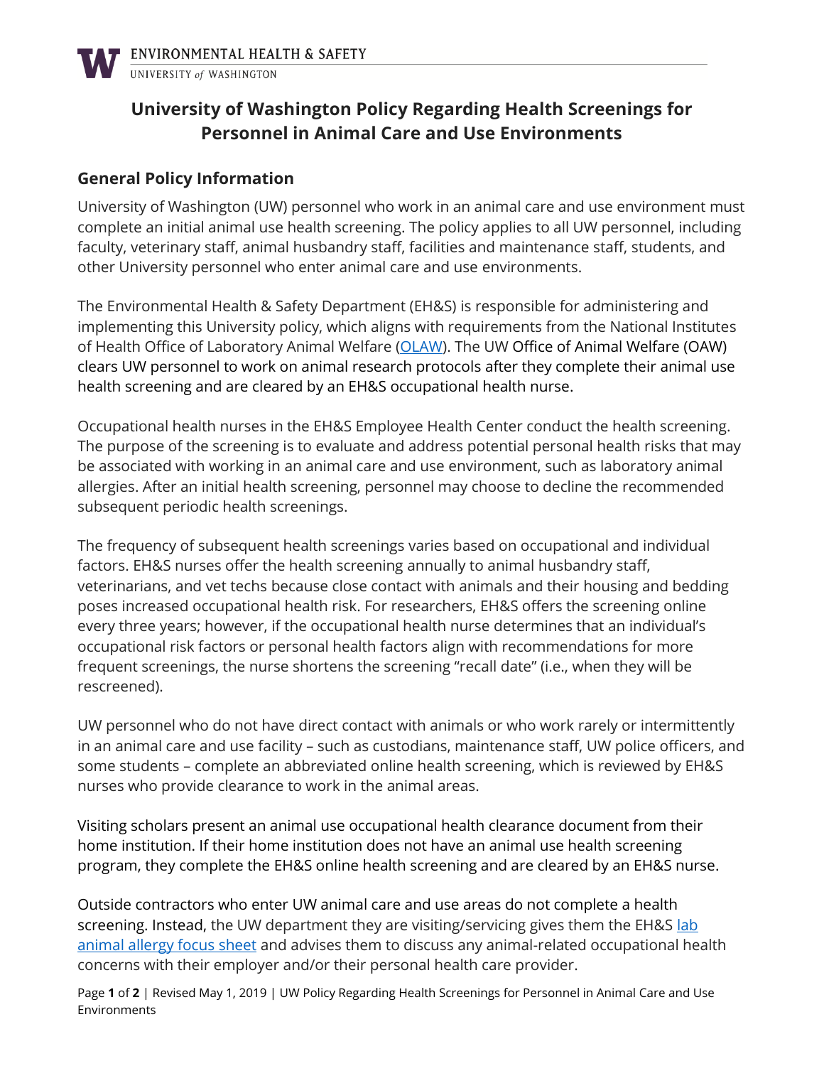# University of Washington Policy Regarding Health Screenings for Personnel in Animal Care and Use Environments

## General Policy Information

University of Washington (UW) personnel who work in an animal care and use environment must complete an initial animal use health screening. The policy applies to all UW personnel, including faculty, veterinary staff, animal husbandry staff, facilities and maintenance staff, students, and other University personnel who enter animal care and use environments.

The Environmental Health & Safety Department (EH&S) is responsible for administering and implementing this University policy, which aligns with requirements from the National Institutes of Health Office of Laboratory Animal Welfare (OLAW). The UW Office of Animal Welfare (OAW) clears UW personnel to work on animal research protocols after they complete their animal use health screening and are cleared by an EH&S occupational health nurse.

Occupational health nurses in the EH&S Employee Health Center conduct the health screening. The purpose of the screening is to evaluate and address potential personal health risks that may be associated with working in an animal care and use environment, such as laboratory animal allergies. After an initial health screening, personnel may choose to decline the recommended subsequent periodic health screenings.

The frequency of subsequent health screenings varies based on occupational and individual factors. EH&S nurses offer the health screening annually to animal husbandry staff, veterinarians, and vet techs because close contact with animals and their housing and bedding poses increased occupational health risk. For researchers, EH&S offers the screening online every three years; however, if the occupational health nurse determines that an individual's occupational risk factors or personal health factors align with recommendations for more frequent screenings, the nurse shortens the screening "recall date" (i.e., when they will be rescreened).

UW personnel who do not have direct contact with animals or who work rarely or intermittently in an animal care and use facility – such as custodians, maintenance staff, UW police officers, and some students – complete an abbreviated online health screening, which is reviewed by EH&S nurses who provide clearance to work in the animal areas.

Visiting scholars present an animal use occupational health clearance document from their home institution. If their home institution does not have an animal use health screening program, they complete the EH&S online health screening and are cleared by an EH&S nurse.

Outside contractors who enter UW animal care and use areas do not complete a health screening. Instead, the UW department they are visiting/servicing gives them the EH&S lab animal allergy focus sheet and advises them to discuss any animal-related occupational health concerns with their employer and/or their personal health care provider.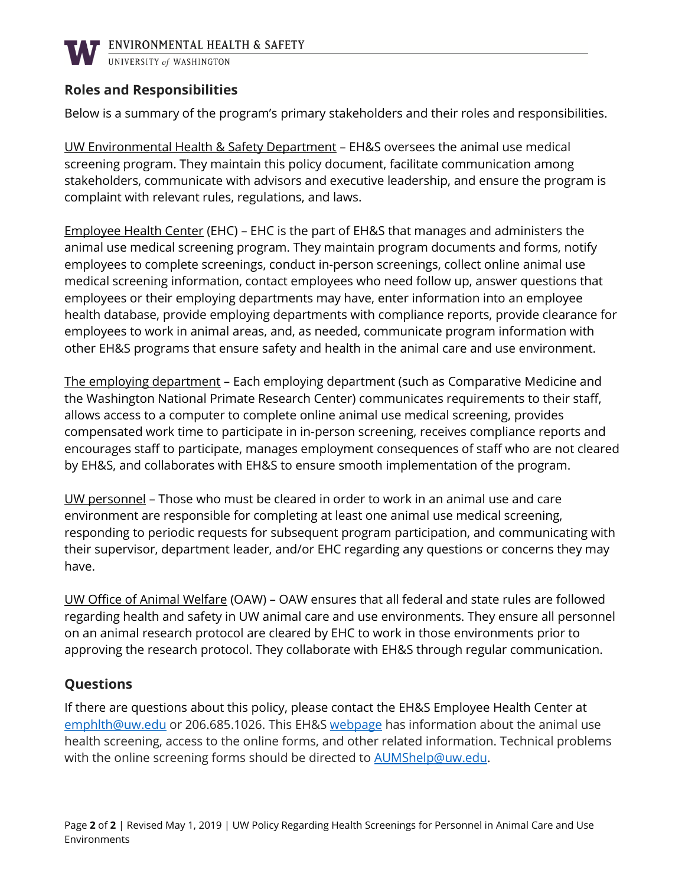## Roles and Responsibilities

Below is a summary of the program's primary stakeholders and their roles and responsibilities.

UW Environmental Health & Safety Department – EH&S oversees the animal use medical screening program. They maintain this policy document, facilitate communication among stakeholders, communicate with advisors and executive leadership, and ensure the program is complaint with relevant rules, regulations, and laws.

Employee Health Center (EHC) – EHC is the part of EH&S that manages and administers the animal use medical screening program. They maintain program documents and forms, notify employees to complete screenings, conduct in-person screenings, collect online animal use medical screening information, contact employees who need follow up, answer questions that employees or their employing departments may have, enter information into an employee health database, provide employing departments with compliance reports, provide clearance for employees to work in animal areas, and, as needed, communicate program information with other EH&S programs that ensure safety and health in the animal care and use environment.

The employing department – Each employing department (such as Comparative Medicine and the Washington National Primate Research Center) communicates requirements to their staff, allows access to a computer to complete online animal use medical screening, provides compensated work time to participate in in-person screening, receives compliance reports and encourages staff to participate, manages employment consequences of staff who are not cleared by EH&S, and collaborates with EH&S to ensure smooth implementation of the program.

UW personnel – Those who must be cleared in order to work in an animal use and care environment are responsible for completing at least one animal use medical screening, responding to periodic requests for subsequent program participation, and communicating with their supervisor, department leader, and/or EHC regarding any questions or concerns they may have.

UW Office of Animal Welfare (OAW) – OAW ensures that all federal and state rules are followed regarding health and safety in UW animal care and use environments. They ensure all personnel on an animal research protocol are cleared by EHC to work in those environments prior to approving the research protocol. They collaborate with EH&S through regular communication.

## Questions

If there are questions about this policy, please contact the EH&S Employee Health Center at emphlth@uw.edu or 206.685.1026. This EH&S webpage has information about the animal use health screening, access to the online forms, and other related information. Technical problems with the online screening forms should be directed to AUMShelp@uw.edu.